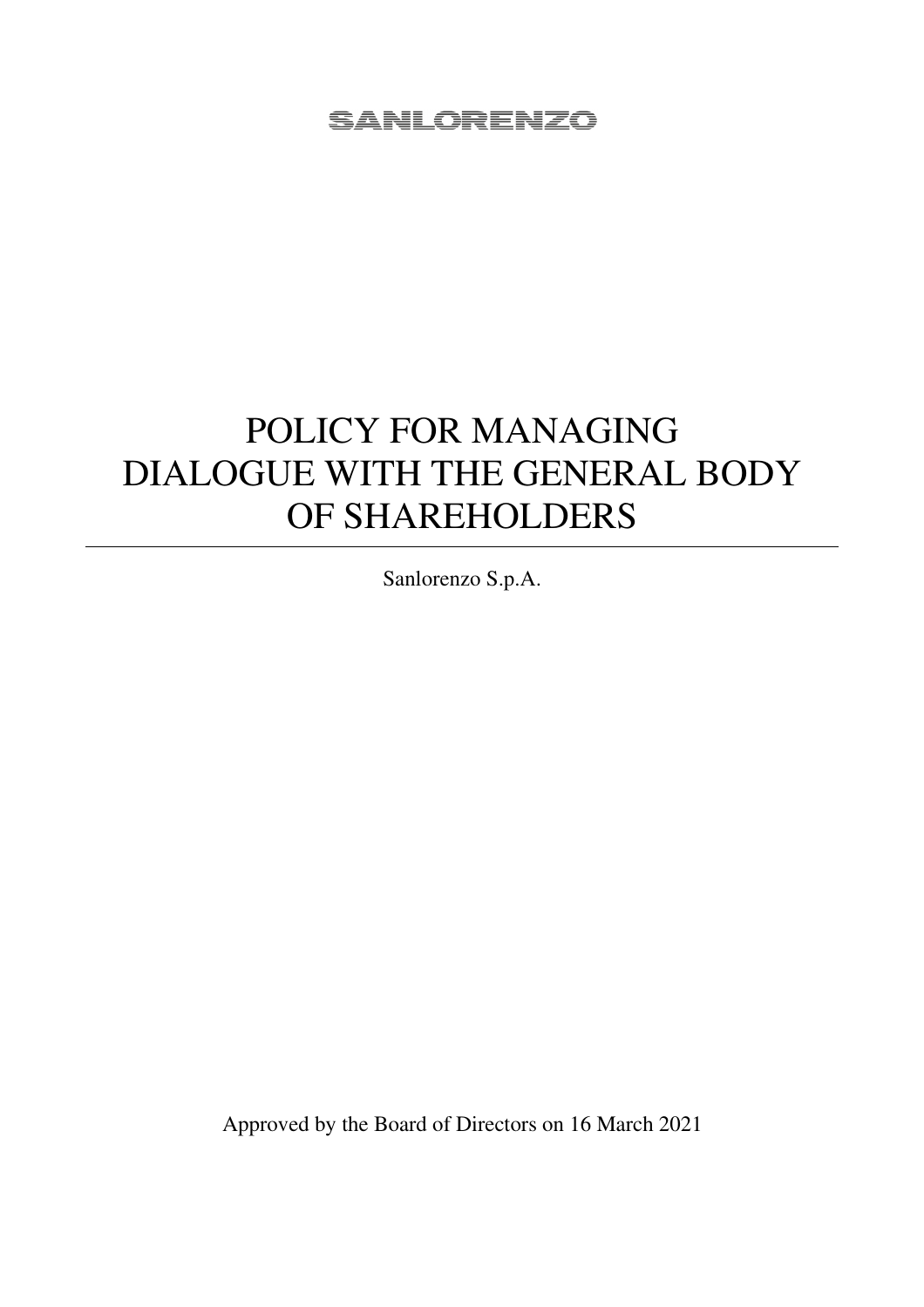SANLORENZO

# POLICY FOR MANAGING DIALOGUE WITH THE GENERAL BODY OF SHAREHOLDERS

---

Sanlorenzo S.p.A.

Approved by the Board of Directors on 16 March 2021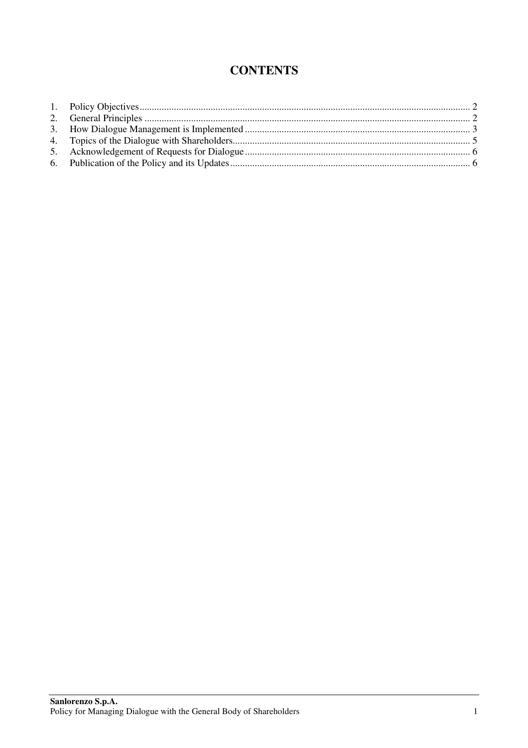# CONTENTS

1. Policy Objectives .......... 2
2. General Principles .......... 2
3. How Dialogue Management is Implemented .......... 3
4. Topics of the Dialogue with Shareholders .......... 5
5. Acknowledgement of Requests for Dialogue .......... 6
6. Publication of the Policy and its Updates .......... 6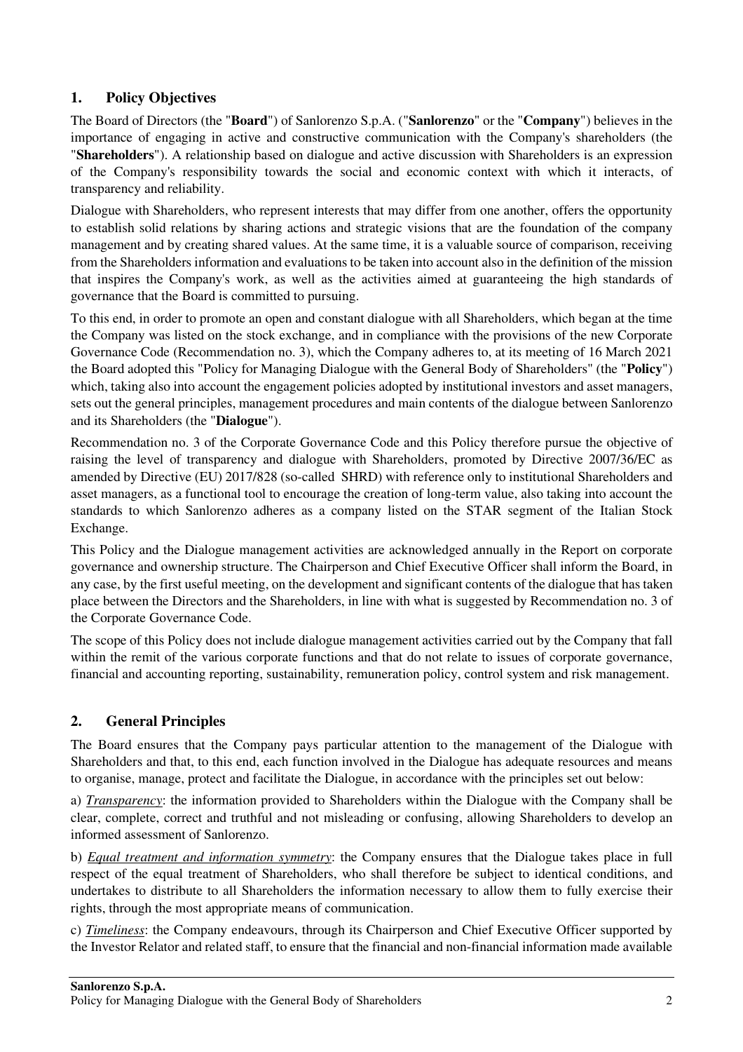## 1. Policy Objectives

The Board of Directors (the "**Board**") of Sanlorenzo S.p.A. ("**Sanlorenzo**" or the "**Company**") believes in the importance of engaging in active and constructive communication with the Company's shareholders (the "**Shareholders**"). A relationship based on dialogue and active discussion with Shareholders is an expression of the Company's responsibility towards the social and economic context with which it interacts, of transparency and reliability.

Dialogue with Shareholders, who represent interests that may differ from one another, offers the opportunity to establish solid relations by sharing actions and strategic visions that are the foundation of the company management and by creating shared values. At the same time, it is a valuable source of comparison, receiving from the Shareholders information and evaluations to be taken into account also in the definition of the mission that inspires the Company's work, as well as the activities aimed at guaranteeing the high standards of governance that the Board is committed to pursuing.

To this end, in order to promote an open and constant dialogue with all Shareholders, which began at the time the Company was listed on the stock exchange, and in compliance with the provisions of the new Corporate Governance Code (Recommendation no. 3), which the Company adheres to, at its meeting of 16 March 2021 the Board adopted this "Policy for Managing Dialogue with the General Body of Shareholders" (the "**Policy**") which, taking also into account the engagement policies adopted by institutional investors and asset managers, sets out the general principles, management procedures and main contents of the dialogue between Sanlorenzo and its Shareholders (the "**Dialogue**").

Recommendation no. 3 of the Corporate Governance Code and this Policy therefore pursue the objective of raising the level of transparency and dialogue with Shareholders, promoted by Directive 2007/36/EC as amended by Directive (EU) 2017/828 (so-called SHRD) with reference only to institutional Shareholders and asset managers, as a functional tool to encourage the creation of long-term value, also taking into account the standards to which Sanlorenzo adheres as a company listed on the STAR segment of the Italian Stock Exchange.

This Policy and the Dialogue management activities are acknowledged annually in the Report on corporate governance and ownership structure. The Chairperson and Chief Executive Officer shall inform the Board, in any case, by the first useful meeting, on the development and significant contents of the dialogue that has taken place between the Directors and the Shareholders, in line with what is suggested by Recommendation no. 3 of the Corporate Governance Code.

The scope of this Policy does not include dialogue management activities carried out by the Company that fall within the remit of the various corporate functions and that do not relate to issues of corporate governance, financial and accounting reporting, sustainability, remuneration policy, control system and risk management.

## 2. General Principles

The Board ensures that the Company pays particular attention to the management of the Dialogue with Shareholders and that, to this end, each function involved in the Dialogue has adequate resources and means to organise, manage, protect and facilitate the Dialogue, in accordance with the principles set out below:

a) *Transparency*: the information provided to Shareholders within the Dialogue with the Company shall be clear, complete, correct and truthful and not misleading or confusing, allowing Shareholders to develop an informed assessment of Sanlorenzo.

b) *Equal treatment and information symmetry*: the Company ensures that the Dialogue takes place in full respect of the equal treatment of Shareholders, who shall therefore be subject to identical conditions, and undertakes to distribute to all Shareholders the information necessary to allow them to fully exercise their rights, through the most appropriate means of communication.

c) *Timeliness*: the Company endeavours, through its Chairperson and Chief Executive Officer supported by the Investor Relator and related staff, to ensure that the financial and non-financial information made available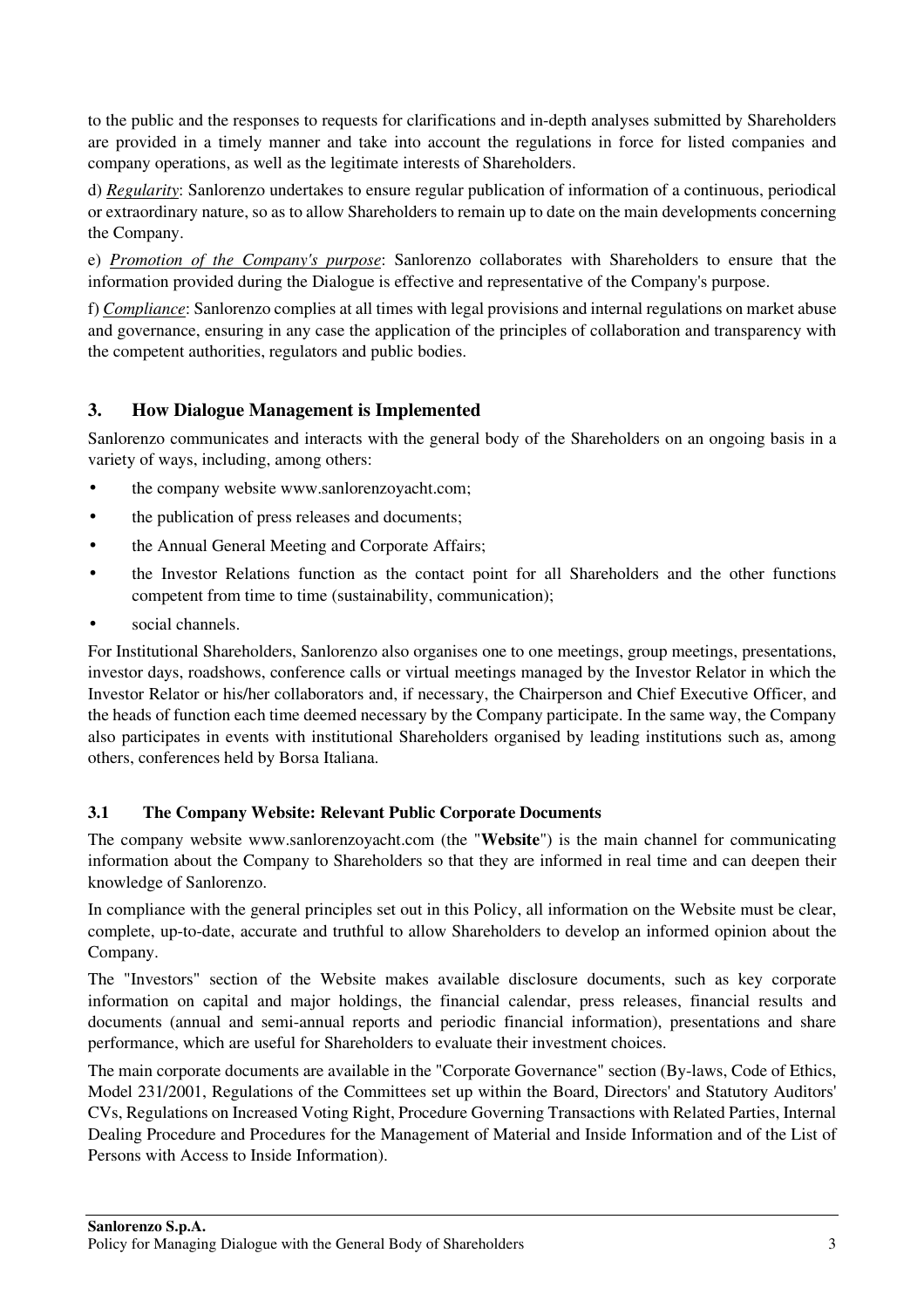to the public and the responses to requests for clarifications and in-depth analyses submitted by Shareholders are provided in a timely manner and take into account the regulations in force for listed companies and company operations, as well as the legitimate interests of Shareholders.

d) *Regularity*: Sanlorenzo undertakes to ensure regular publication of information of a continuous, periodical or extraordinary nature, so as to allow Shareholders to remain up to date on the main developments concerning the Company.

e) *Promotion of the Company's purpose*: Sanlorenzo collaborates with Shareholders to ensure that the information provided during the Dialogue is effective and representative of the Company's purpose.

f) *Compliance*: Sanlorenzo complies at all times with legal provisions and internal regulations on market abuse and governance, ensuring in any case the application of the principles of collaboration and transparency with the competent authorities, regulators and public bodies.

## 3. How Dialogue Management is Implemented

Sanlorenzo communicates and interacts with the general body of the Shareholders on an ongoing basis in a variety of ways, including, among others:

- the company website www.sanlorenzoyacht.com;
- the publication of press releases and documents;
- the Annual General Meeting and Corporate Affairs;
- the Investor Relations function as the contact point for all Shareholders and the other functions competent from time to time (sustainability, communication);
- social channels.

For Institutional Shareholders, Sanlorenzo also organises one to one meetings, group meetings, presentations, investor days, roadshows, conference calls or virtual meetings managed by the Investor Relator in which the Investor Relator or his/her collaborators and, if necessary, the Chairperson and Chief Executive Officer, and the heads of function each time deemed necessary by the Company participate. In the same way, the Company also participates in events with institutional Shareholders organised by leading institutions such as, among others, conferences held by Borsa Italiana.

### 3.1 The Company Website: Relevant Public Corporate Documents

The company website www.sanlorenzoyacht.com (the "**Website**") is the main channel for communicating information about the Company to Shareholders so that they are informed in real time and can deepen their knowledge of Sanlorenzo.

In compliance with the general principles set out in this Policy, all information on the Website must be clear, complete, up-to-date, accurate and truthful to allow Shareholders to develop an informed opinion about the Company.

The "Investors" section of the Website makes available disclosure documents, such as key corporate information on capital and major holdings, the financial calendar, press releases, financial results and documents (annual and semi-annual reports and periodic financial information), presentations and share performance, which are useful for Shareholders to evaluate their investment choices.

The main corporate documents are available in the "Corporate Governance" section (By-laws, Code of Ethics, Model 231/2001, Regulations of the Committees set up within the Board, Directors' and Statutory Auditors' CVs, Regulations on Increased Voting Right, Procedure Governing Transactions with Related Parties, Internal Dealing Procedure and Procedures for the Management of Material and Inside Information and of the List of Persons with Access to Inside Information).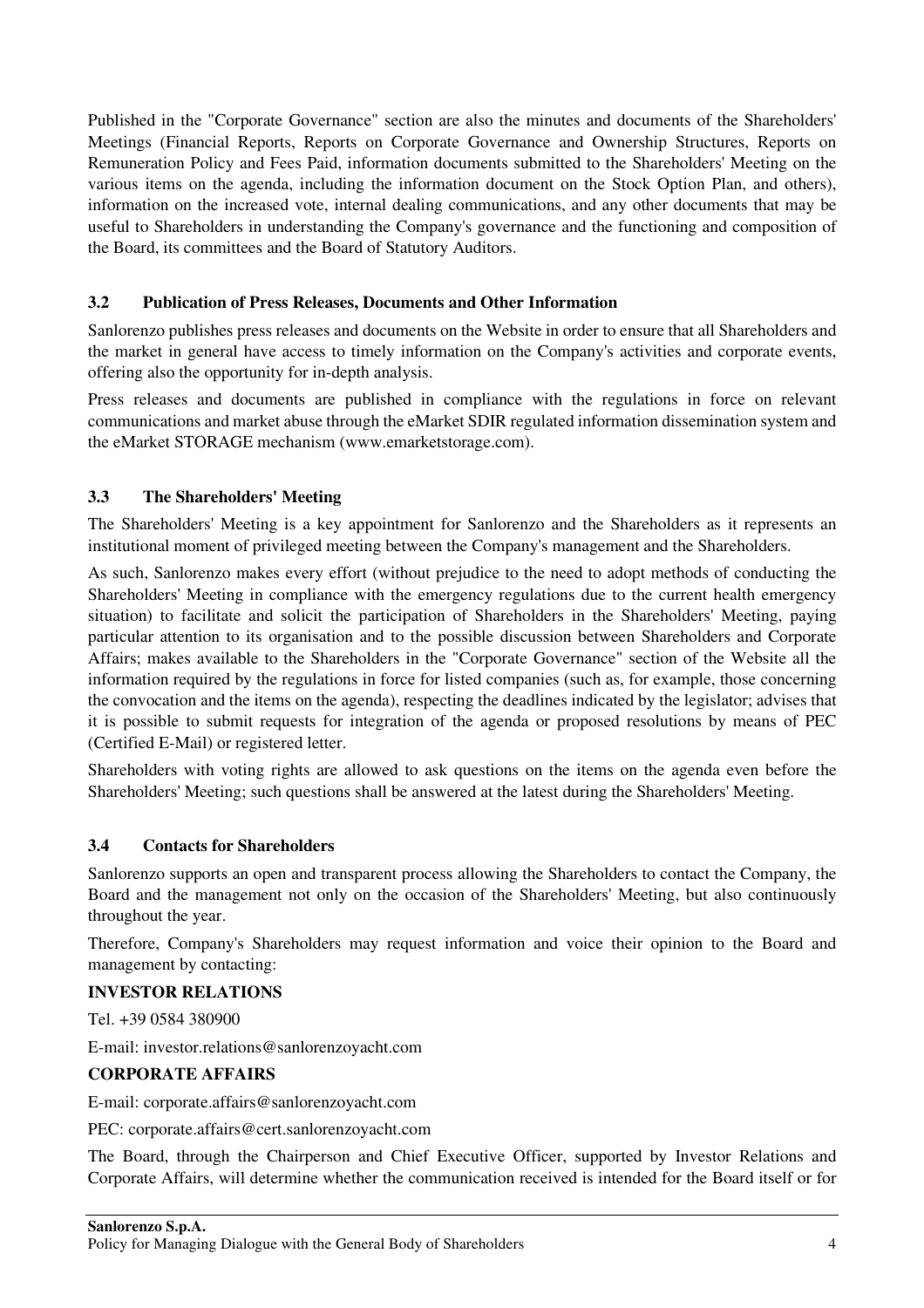Published in the "Corporate Governance" section are also the minutes and documents of the Shareholders' Meetings (Financial Reports, Reports on Corporate Governance and Ownership Structures, Reports on Remuneration Policy and Fees Paid, information documents submitted to the Shareholders' Meeting on the various items on the agenda, including the information document on the Stock Option Plan, and others), information on the increased vote, internal dealing communications, and any other documents that may be useful to Shareholders in understanding the Company's governance and the functioning and composition of the Board, its committees and the Board of Statutory Auditors.

### 3.2 Publication of Press Releases, Documents and Other Information

Sanlorenzo publishes press releases and documents on the Website in order to ensure that all Shareholders and the market in general have access to timely information on the Company's activities and corporate events, offering also the opportunity for in-depth analysis.

Press releases and documents are published in compliance with the regulations in force on relevant communications and market abuse through the eMarket SDIR regulated information dissemination system and the eMarket STORAGE mechanism (www.emarketstorage.com).

### 3.3 The Shareholders' Meeting

The Shareholders' Meeting is a key appointment for Sanlorenzo and the Shareholders as it represents an institutional moment of privileged meeting between the Company's management and the Shareholders.

As such, Sanlorenzo makes every effort (without prejudice to the need to adopt methods of conducting the Shareholders' Meeting in compliance with the emergency regulations due to the current health emergency situation) to facilitate and solicit the participation of Shareholders in the Shareholders' Meeting, paying particular attention to its organisation and to the possible discussion between Shareholders and Corporate Affairs; makes available to the Shareholders in the "Corporate Governance" section of the Website all the information required by the regulations in force for listed companies (such as, for example, those concerning the convocation and the items on the agenda), respecting the deadlines indicated by the legislator; advises that it is possible to submit requests for integration of the agenda or proposed resolutions by means of PEC (Certified E-Mail) or registered letter.

Shareholders with voting rights are allowed to ask questions on the items on the agenda even before the Shareholders' Meeting; such questions shall be answered at the latest during the Shareholders' Meeting.

### 3.4 Contacts for Shareholders

Sanlorenzo supports an open and transparent process allowing the Shareholders to contact the Company, the Board and the management not only on the occasion of the Shareholders' Meeting, but also continuously throughout the year.

Therefore, Company's Shareholders may request information and voice their opinion to the Board and management by contacting:

**INVESTOR RELATIONS**

Tel. +39 0584 380900

E-mail: investor.relations@sanlorenzoyacht.com

**CORPORATE AFFAIRS**

E-mail: corporate.affairs@sanlorenzoyacht.com

PEC: corporate.affairs@cert.sanlorenzoyacht.com

The Board, through the Chairperson and Chief Executive Officer, supported by Investor Relations and Corporate Affairs, will determine whether the communication received is intended for the Board itself or for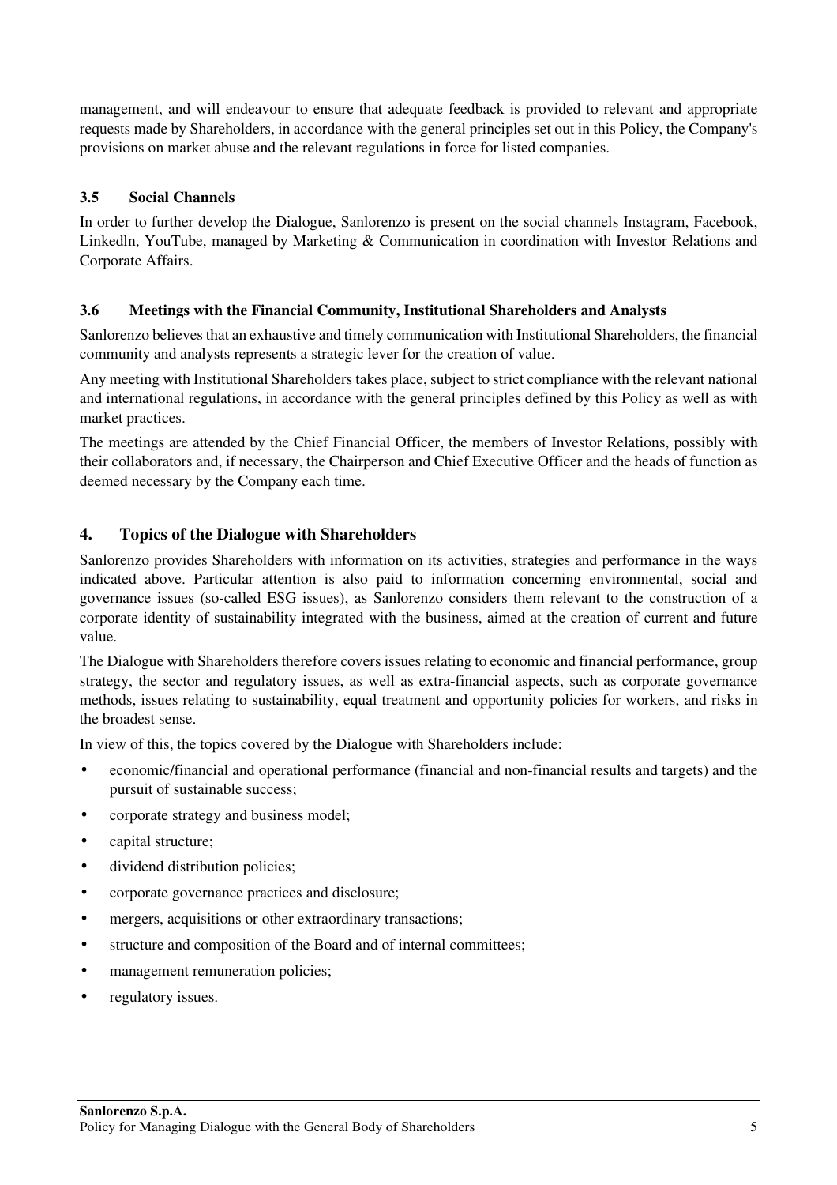management, and will endeavour to ensure that adequate feedback is provided to relevant and appropriate requests made by Shareholders, in accordance with the general principles set out in this Policy, the Company's provisions on market abuse and the relevant regulations in force for listed companies.

### 3.5 Social Channels

In order to further develop the Dialogue, Sanlorenzo is present on the social channels Instagram, Facebook, Linkedln, YouTube, managed by Marketing & Communication in coordination with Investor Relations and Corporate Affairs.

### 3.6 Meetings with the Financial Community, Institutional Shareholders and Analysts

Sanlorenzo believes that an exhaustive and timely communication with Institutional Shareholders, the financial community and analysts represents a strategic lever for the creation of value.

Any meeting with Institutional Shareholders takes place, subject to strict compliance with the relevant national and international regulations, in accordance with the general principles defined by this Policy as well as with market practices.

The meetings are attended by the Chief Financial Officer, the members of Investor Relations, possibly with their collaborators and, if necessary, the Chairperson and Chief Executive Officer and the heads of function as deemed necessary by the Company each time.

## 4. Topics of the Dialogue with Shareholders

Sanlorenzo provides Shareholders with information on its activities, strategies and performance in the ways indicated above. Particular attention is also paid to information concerning environmental, social and governance issues (so-called ESG issues), as Sanlorenzo considers them relevant to the construction of a corporate identity of sustainability integrated with the business, aimed at the creation of current and future value.

The Dialogue with Shareholders therefore covers issues relating to economic and financial performance, group strategy, the sector and regulatory issues, as well as extra-financial aspects, such as corporate governance methods, issues relating to sustainability, equal treatment and opportunity policies for workers, and risks in the broadest sense.

In view of this, the topics covered by the Dialogue with Shareholders include:

- economic/financial and operational performance (financial and non-financial results and targets) and the pursuit of sustainable success;
- corporate strategy and business model;
- capital structure;
- dividend distribution policies;
- corporate governance practices and disclosure;
- mergers, acquisitions or other extraordinary transactions;
- structure and composition of the Board and of internal committees;
- management remuneration policies;
- regulatory issues.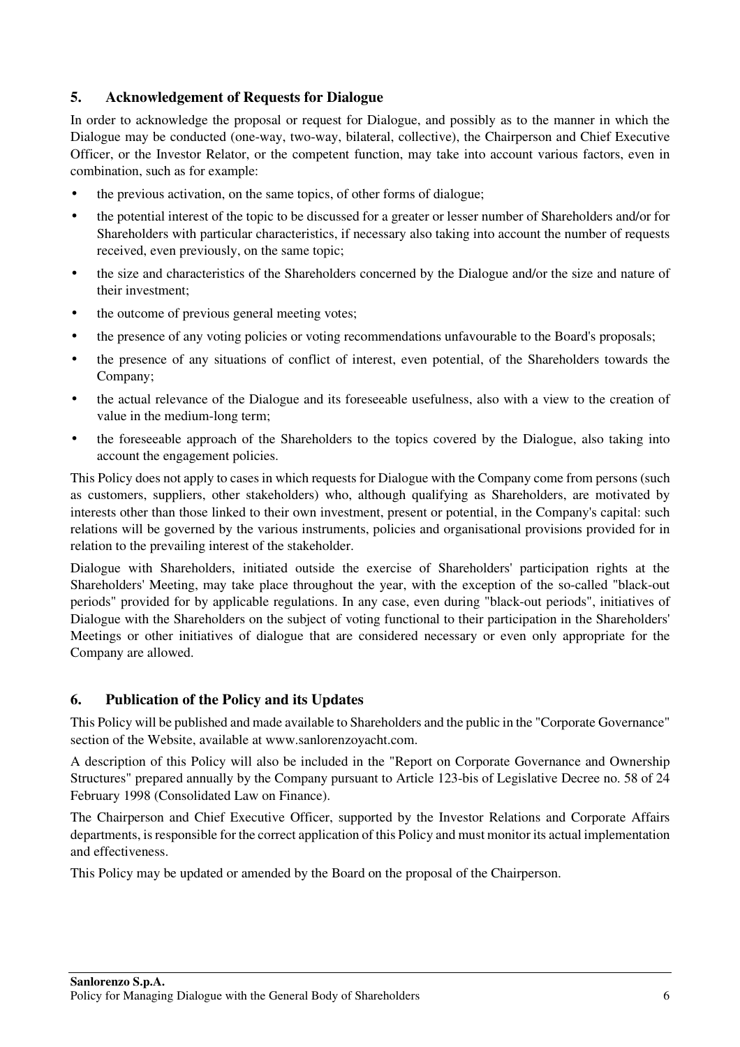## 5. Acknowledgement of Requests for Dialogue

In order to acknowledge the proposal or request for Dialogue, and possibly as to the manner in which the Dialogue may be conducted (one-way, two-way, bilateral, collective), the Chairperson and Chief Executive Officer, or the Investor Relator, or the competent function, may take into account various factors, even in combination, such as for example:

- the previous activation, on the same topics, of other forms of dialogue;
- the potential interest of the topic to be discussed for a greater or lesser number of Shareholders and/or for Shareholders with particular characteristics, if necessary also taking into account the number of requests received, even previously, on the same topic;
- the size and characteristics of the Shareholders concerned by the Dialogue and/or the size and nature of their investment;
- the outcome of previous general meeting votes;
- the presence of any voting policies or voting recommendations unfavourable to the Board's proposals;
- the presence of any situations of conflict of interest, even potential, of the Shareholders towards the Company;
- the actual relevance of the Dialogue and its foreseeable usefulness, also with a view to the creation of value in the medium-long term;
- the foreseeable approach of the Shareholders to the topics covered by the Dialogue, also taking into account the engagement policies.

This Policy does not apply to cases in which requests for Dialogue with the Company come from persons (such as customers, suppliers, other stakeholders) who, although qualifying as Shareholders, are motivated by interests other than those linked to their own investment, present or potential, in the Company's capital: such relations will be governed by the various instruments, policies and organisational provisions provided for in relation to the prevailing interest of the stakeholder.

Dialogue with Shareholders, initiated outside the exercise of Shareholders' participation rights at the Shareholders' Meeting, may take place throughout the year, with the exception of the so-called "black-out periods" provided for by applicable regulations. In any case, even during "black-out periods", initiatives of Dialogue with the Shareholders on the subject of voting functional to their participation in the Shareholders' Meetings or other initiatives of dialogue that are considered necessary or even only appropriate for the Company are allowed.

## 6. Publication of the Policy and its Updates

This Policy will be published and made available to Shareholders and the public in the "Corporate Governance" section of the Website, available at www.sanlorenzoyacht.com.

A description of this Policy will also be included in the "Report on Corporate Governance and Ownership Structures" prepared annually by the Company pursuant to Article 123-bis of Legislative Decree no. 58 of 24 February 1998 (Consolidated Law on Finance).

The Chairperson and Chief Executive Officer, supported by the Investor Relations and Corporate Affairs departments, is responsible for the correct application of this Policy and must monitor its actual implementation and effectiveness.

This Policy may be updated or amended by the Board on the proposal of the Chairperson.